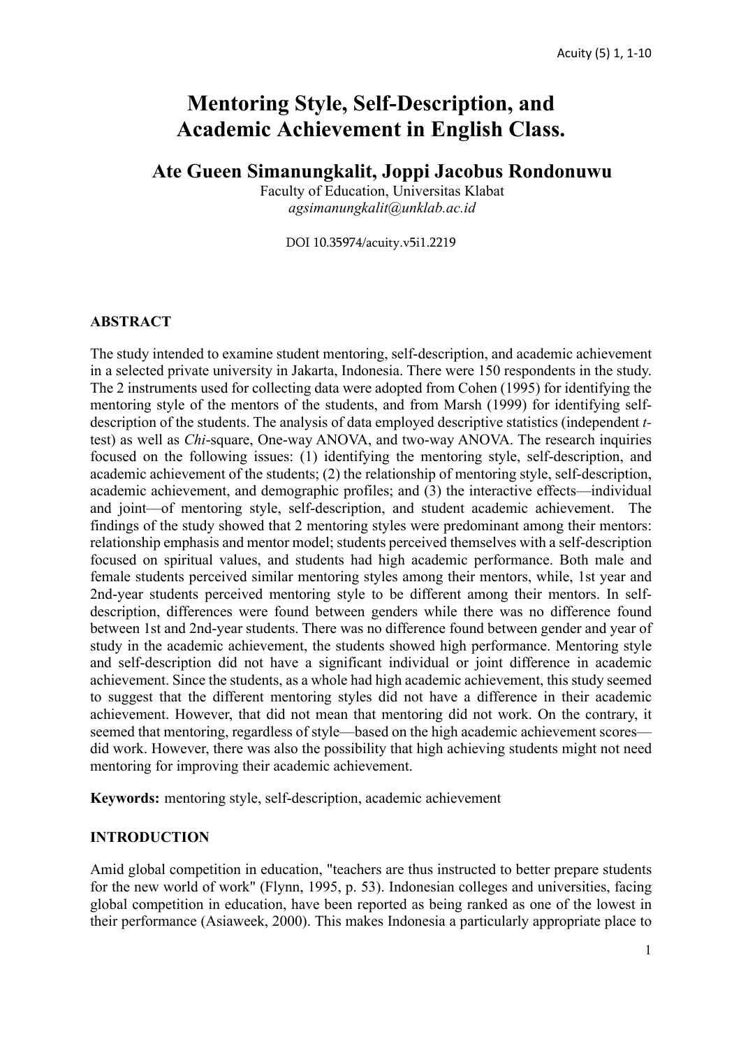# Mentoring Style, Self-Description, and Academic Achievement in English Class.

**Ate Gueen Simanungkalit, Joppi Jacobus Rondonuwu**

Faculty of Education, Universitas Klabat

*agsimanungkalit@unklab.ac.id*

DOI 10.35974/acuity.v5i1.2219

## ABSTRACT

The study intended to examine student mentoring, self-description, and academic achievement in a selected private university in Jakarta, Indonesia. There were 150 respondents in the study. The 2 instruments used for collecting data were adopted from Cohen (1995) for identifying the mentoring style of the mentors of the students, and from Marsh (1999) for identifying self-description of the students. The analysis of data employed descriptive statistics (independent *t*-test) as well as *Chi*-square, One-way ANOVA, and two-way ANOVA. The research inquiries focused on the following issues: (1) identifying the mentoring style, self-description, and academic achievement of the students; (2) the relationship of mentoring style, self-description, academic achievement, and demographic profiles; and (3) the interactive effects—individual and joint—of mentoring style, self-description, and student academic achievement. The findings of the study showed that 2 mentoring styles were predominant among their mentors: relationship emphasis and mentor model; students perceived themselves with a self-description focused on spiritual values, and students had high academic performance. Both male and female students perceived similar mentoring styles among their mentors, while, 1st year and 2nd-year students perceived mentoring style to be different among their mentors. In self-description, differences were found between genders while there was no difference found between 1st and 2nd-year students. There was no difference found between gender and year of study in the academic achievement, the students showed high performance. Mentoring style and self-description did not have a significant individual or joint difference in academic achievement. Since the students, as a whole had high academic achievement, this study seemed to suggest that the different mentoring styles did not have a difference in their academic achievement. However, that did not mean that mentoring did not work. On the contrary, it seemed that mentoring, regardless of style—based on the high academic achievement scores—did work. However, there was also the possibility that high achieving students might not need mentoring for improving their academic achievement.

**Keywords:** mentoring style, self-description, academic achievement

## INTRODUCTION

Amid global competition in education, "teachers are thus instructed to better prepare students for the new world of work" (Flynn, 1995, p. 53). Indonesian colleges and universities, facing global competition in education, have been reported as being ranked as one of the lowest in their performance (Asiaweek, 2000). This makes Indonesia a particularly appropriate place to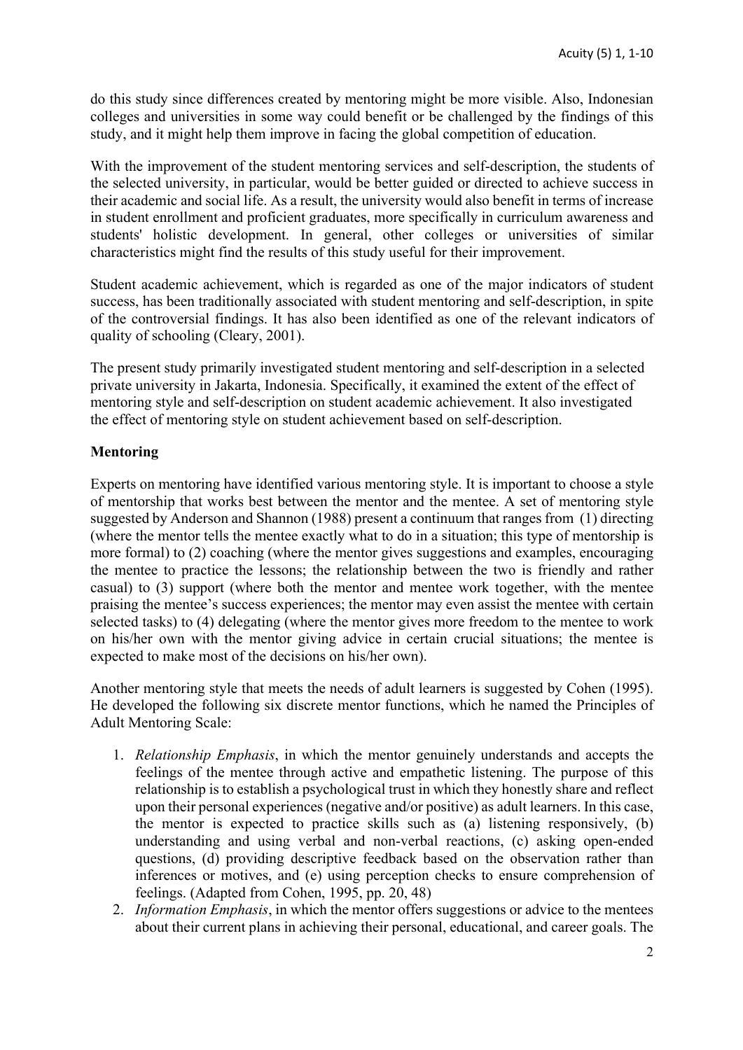do this study since differences created by mentoring might be more visible. Also, Indonesian colleges and universities in some way could benefit or be challenged by the findings of this study, and it might help them improve in facing the global competition of education.

With the improvement of the student mentoring services and self-description, the students of the selected university, in particular, would be better guided or directed to achieve success in their academic and social life. As a result, the university would also benefit in terms of increase in student enrollment and proficient graduates, more specifically in curriculum awareness and students' holistic development. In general, other colleges or universities of similar characteristics might find the results of this study useful for their improvement.

Student academic achievement, which is regarded as one of the major indicators of student success, has been traditionally associated with student mentoring and self-description, in spite of the controversial findings. It has also been identified as one of the relevant indicators of quality of schooling (Cleary, 2001).

The present study primarily investigated student mentoring and self-description in a selected private university in Jakarta, Indonesia. Specifically, it examined the extent of the effect of mentoring style and self-description on student academic achievement. It also investigated the effect of mentoring style on student achievement based on self-description.

**Mentoring**

Experts on mentoring have identified various mentoring style. It is important to choose a style of mentorship that works best between the mentor and the mentee. A set of mentoring style suggested by Anderson and Shannon (1988) present a continuum that ranges from (1) directing (where the mentor tells the mentee exactly what to do in a situation; this type of mentorship is more formal) to (2) coaching (where the mentor gives suggestions and examples, encouraging the mentee to practice the lessons; the relationship between the two is friendly and rather casual) to (3) support (where both the mentor and mentee work together, with the mentee praising the mentee's success experiences; the mentor may even assist the mentee with certain selected tasks) to (4) delegating (where the mentor gives more freedom to the mentee to work on his/her own with the mentor giving advice in certain crucial situations; the mentee is expected to make most of the decisions on his/her own).

Another mentoring style that meets the needs of adult learners is suggested by Cohen (1995). He developed the following six discrete mentor functions, which he named the Principles of Adult Mentoring Scale:

1. *Relationship Emphasis*, in which the mentor genuinely understands and accepts the feelings of the mentee through active and empathetic listening. The purpose of this relationship is to establish a psychological trust in which they honestly share and reflect upon their personal experiences (negative and/or positive) as adult learners. In this case, the mentor is expected to practice skills such as (a) listening responsively, (b) understanding and using verbal and non-verbal reactions, (c) asking open-ended questions, (d) providing descriptive feedback based on the observation rather than inferences or motives, and (e) using perception checks to ensure comprehension of feelings. (Adapted from Cohen, 1995, pp. 20, 48)
2. *Information Emphasis*, in which the mentor offers suggestions or advice to the mentees about their current plans in achieving their personal, educational, and career goals. The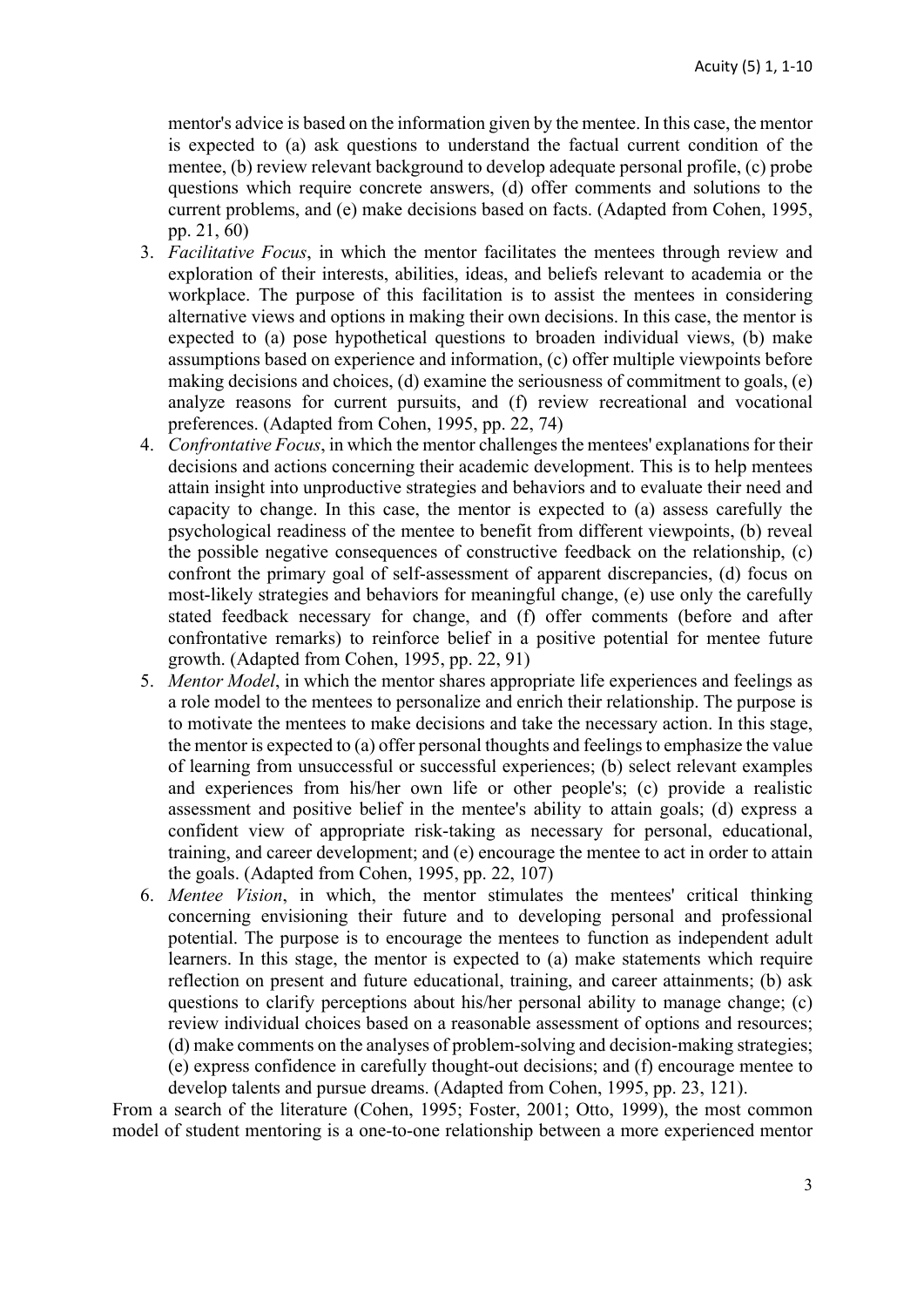mentor's advice is based on the information given by the mentee. In this case, the mentor is expected to (a) ask questions to understand the factual current condition of the mentee, (b) review relevant background to develop adequate personal profile, (c) probe questions which require concrete answers, (d) offer comments and solutions to the current problems, and (e) make decisions based on facts. (Adapted from Cohen, 1995, pp. 21, 60)

3. *Facilitative Focus*, in which the mentor facilitates the mentees through review and exploration of their interests, abilities, ideas, and beliefs relevant to academia or the workplace. The purpose of this facilitation is to assist the mentees in considering alternative views and options in making their own decisions. In this case, the mentor is expected to (a) pose hypothetical questions to broaden individual views, (b) make assumptions based on experience and information, (c) offer multiple viewpoints before making decisions and choices, (d) examine the seriousness of commitment to goals, (e) analyze reasons for current pursuits, and (f) review recreational and vocational preferences. (Adapted from Cohen, 1995, pp. 22, 74)
4. *Confrontative Focus*, in which the mentor challenges the mentees' explanations for their decisions and actions concerning their academic development. This is to help mentees attain insight into unproductive strategies and behaviors and to evaluate their need and capacity to change. In this case, the mentor is expected to (a) assess carefully the psychological readiness of the mentee to benefit from different viewpoints, (b) reveal the possible negative consequences of constructive feedback on the relationship, (c) confront the primary goal of self-assessment of apparent discrepancies, (d) focus on most-likely strategies and behaviors for meaningful change, (e) use only the carefully stated feedback necessary for change, and (f) offer comments (before and after confrontative remarks) to reinforce belief in a positive potential for mentee future growth. (Adapted from Cohen, 1995, pp. 22, 91)
5. *Mentor Model*, in which the mentor shares appropriate life experiences and feelings as a role model to the mentees to personalize and enrich their relationship. The purpose is to motivate the mentees to make decisions and take the necessary action. In this stage, the mentor is expected to (a) offer personal thoughts and feelings to emphasize the value of learning from unsuccessful or successful experiences; (b) select relevant examples and experiences from his/her own life or other people's; (c) provide a realistic assessment and positive belief in the mentee's ability to attain goals; (d) express a confident view of appropriate risk-taking as necessary for personal, educational, training, and career development; and (e) encourage the mentee to act in order to attain the goals. (Adapted from Cohen, 1995, pp. 22, 107)
6. *Mentee Vision*, in which, the mentor stimulates the mentees' critical thinking concerning envisioning their future and to developing personal and professional potential. The purpose is to encourage the mentees to function as independent adult learners. In this stage, the mentor is expected to (a) make statements which require reflection on present and future educational, training, and career attainments; (b) ask questions to clarify perceptions about his/her personal ability to manage change; (c) review individual choices based on a reasonable assessment of options and resources; (d) make comments on the analyses of problem-solving and decision-making strategies; (e) express confidence in carefully thought-out decisions; and (f) encourage mentee to develop talents and pursue dreams. (Adapted from Cohen, 1995, pp. 23, 121).

From a search of the literature (Cohen, 1995; Foster, 2001; Otto, 1999), the most common model of student mentoring is a one-to-one relationship between a more experienced mentor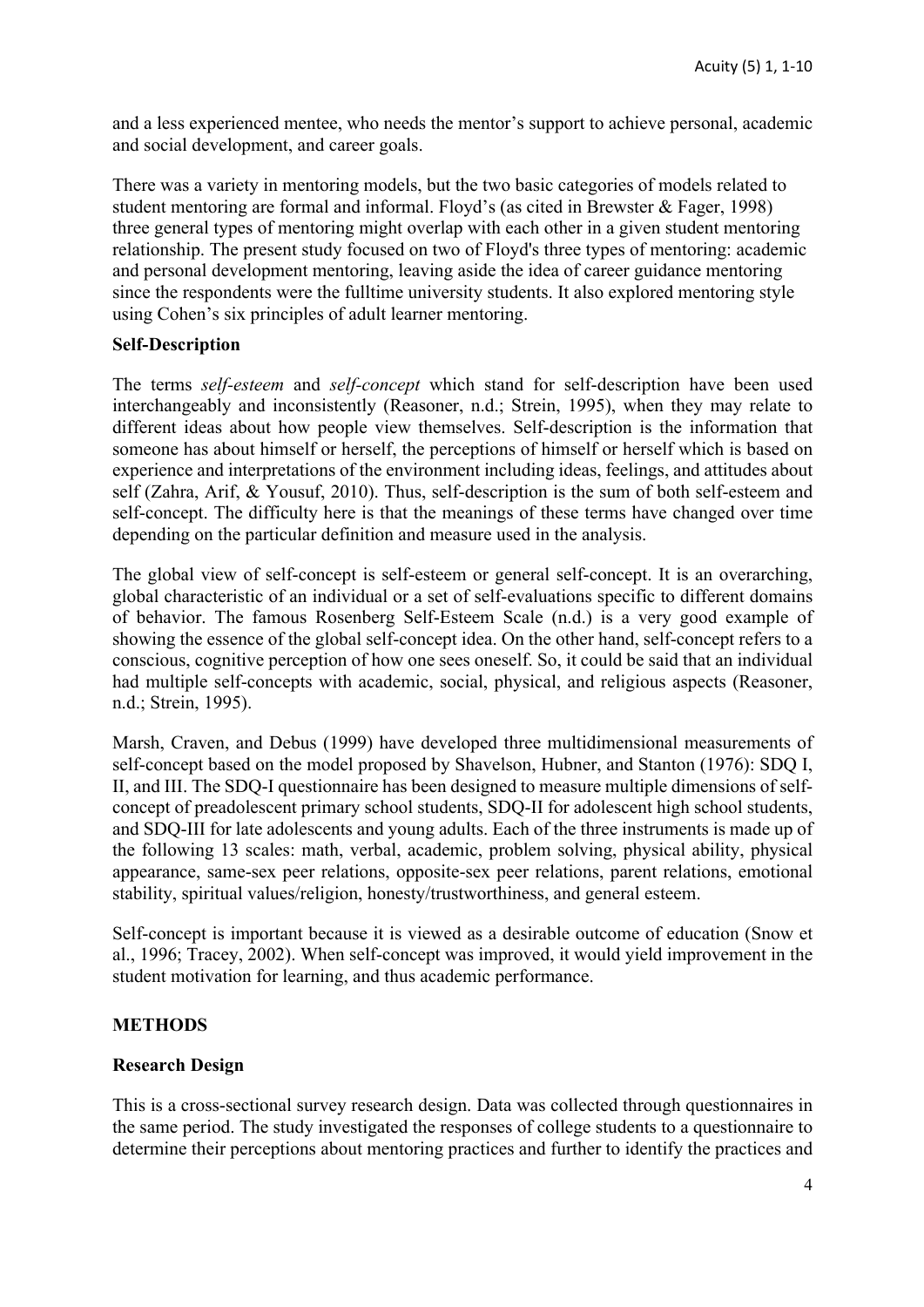and a less experienced mentee, who needs the mentor's support to achieve personal, academic and social development, and career goals.

There was a variety in mentoring models, but the two basic categories of models related to student mentoring are formal and informal. Floyd's (as cited in Brewster & Fager, 1998) three general types of mentoring might overlap with each other in a given student mentoring relationship. The present study focused on two of Floyd's three types of mentoring: academic and personal development mentoring, leaving aside the idea of career guidance mentoring since the respondents were the fulltime university students. It also explored mentoring style using Cohen's six principles of adult learner mentoring.

### Self-Description

The terms *self-esteem* and *self-concept* which stand for self-description have been used interchangeably and inconsistently (Reasoner, n.d.; Strein, 1995), when they may relate to different ideas about how people view themselves. Self-description is the information that someone has about himself or herself, the perceptions of himself or herself which is based on experience and interpretations of the environment including ideas, feelings, and attitudes about self (Zahra, Arif, & Yousuf, 2010). Thus, self-description is the sum of both self-esteem and self-concept. The difficulty here is that the meanings of these terms have changed over time depending on the particular definition and measure used in the analysis.

The global view of self-concept is self-esteem or general self-concept. It is an overarching, global characteristic of an individual or a set of self-evaluations specific to different domains of behavior. The famous Rosenberg Self-Esteem Scale (n.d.) is a very good example of showing the essence of the global self-concept idea. On the other hand, self-concept refers to a conscious, cognitive perception of how one sees oneself. So, it could be said that an individual had multiple self-concepts with academic, social, physical, and religious aspects (Reasoner, n.d.; Strein, 1995).

Marsh, Craven, and Debus (1999) have developed three multidimensional measurements of self-concept based on the model proposed by Shavelson, Hubner, and Stanton (1976): SDQ I, II, and III. The SDQ-I questionnaire has been designed to measure multiple dimensions of self-concept of preadolescent primary school students, SDQ-II for adolescent high school students, and SDQ-III for late adolescents and young adults. Each of the three instruments is made up of the following 13 scales: math, verbal, academic, problem solving, physical ability, physical appearance, same-sex peer relations, opposite-sex peer relations, parent relations, emotional stability, spiritual values/religion, honesty/trustworthiness, and general esteem.

Self-concept is important because it is viewed as a desirable outcome of education (Snow et al., 1996; Tracey, 2002). When self-concept was improved, it would yield improvement in the student motivation for learning, and thus academic performance.

## METHODS

### Research Design

This is a cross-sectional survey research design. Data was collected through questionnaires in the same period. The study investigated the responses of college students to a questionnaire to determine their perceptions about mentoring practices and further to identify the practices and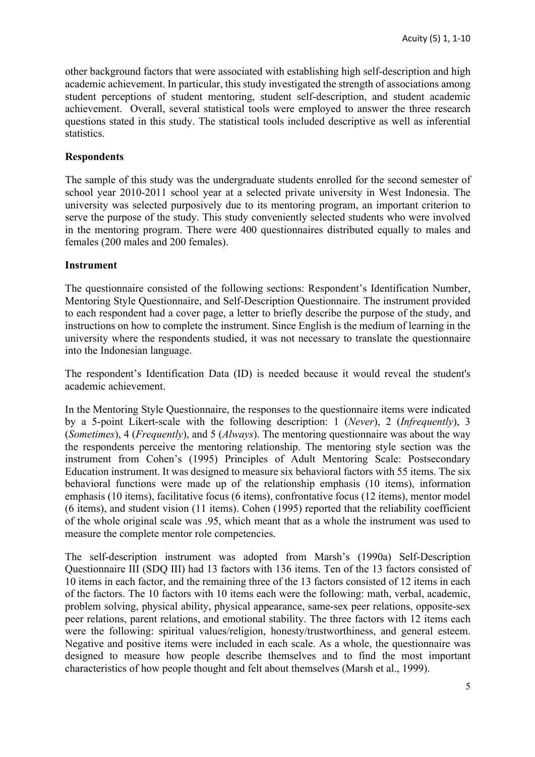other background factors that were associated with establishing high self-description and high academic achievement. In particular, this study investigated the strength of associations among student perceptions of student mentoring, student self-description, and student academic achievement. Overall, several statistical tools were employed to answer the three research questions stated in this study. The statistical tools included descriptive as well as inferential statistics.

**Respondents**

The sample of this study was the undergraduate students enrolled for the second semester of school year 2010-2011 school year at a selected private university in West Indonesia. The university was selected purposively due to its mentoring program, an important criterion to serve the purpose of the study. This study conveniently selected students who were involved in the mentoring program. There were 400 questionnaires distributed equally to males and females (200 males and 200 females).

**Instrument**

The questionnaire consisted of the following sections: Respondent's Identification Number, Mentoring Style Questionnaire, and Self-Description Questionnaire. The instrument provided to each respondent had a cover page, a letter to briefly describe the purpose of the study, and instructions on how to complete the instrument. Since English is the medium of learning in the university where the respondents studied, it was not necessary to translate the questionnaire into the Indonesian language.

The respondent's Identification Data (ID) is needed because it would reveal the student's academic achievement.

In the Mentoring Style Questionnaire, the responses to the questionnaire items were indicated by a 5-point Likert-scale with the following description: 1 (*Never*), 2 (*Infrequently*), 3 (*Sometimes*), 4 (*Frequently*), and 5 (*Always*). The mentoring questionnaire was about the way the respondents perceive the mentoring relationship. The mentoring style section was the instrument from Cohen's (1995) Principles of Adult Mentoring Scale: Postsecondary Education instrument. It was designed to measure six behavioral factors with 55 items. The six behavioral functions were made up of the relationship emphasis (10 items), information emphasis (10 items), facilitative focus (6 items), confrontative focus (12 items), mentor model (6 items), and student vision (11 items). Cohen (1995) reported that the reliability coefficient of the whole original scale was .95, which meant that as a whole the instrument was used to measure the complete mentor role competencies.

The self-description instrument was adopted from Marsh's (1990a) Self-Description Questionnaire III (SDQ III) had 13 factors with 136 items. Ten of the 13 factors consisted of 10 items in each factor, and the remaining three of the 13 factors consisted of 12 items in each of the factors. The 10 factors with 10 items each were the following: math, verbal, academic, problem solving, physical ability, physical appearance, same-sex peer relations, opposite-sex peer relations, parent relations, and emotional stability. The three factors with 12 items each were the following: spiritual values/religion, honesty/trustworthiness, and general esteem. Negative and positive items were included in each scale. As a whole, the questionnaire was designed to measure how people describe themselves and to find the most important characteristics of how people thought and felt about themselves (Marsh et al., 1999).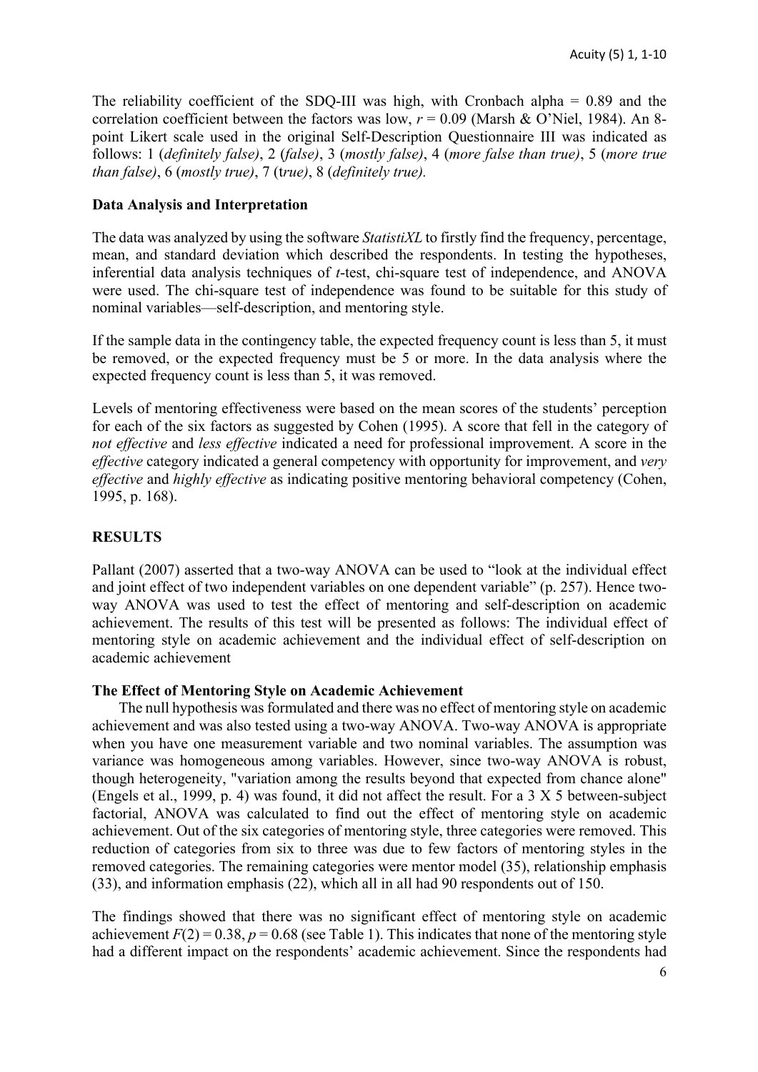The reliability coefficient of the SDQ-III was high, with Cronbach alpha = 0.89 and the correlation coefficient between the factors was low, $r = 0.09$ (Marsh & O'Niel, 1984). An 8-point Likert scale used in the original Self-Description Questionnaire III was indicated as follows: 1 (*definitely false)*, 2 (*false)*, 3 (*mostly false)*, 4 (*more false than true)*, 5 (*more true than false)*, 6 (*mostly true)*, 7 (t*rue)*, 8 (*definitely true).*

### Data Analysis and Interpretation

The data was analyzed by using the software *StatistiXL* to firstly find the frequency, percentage, mean, and standard deviation which described the respondents. In testing the hypotheses, inferential data analysis techniques of *t*-test, chi-square test of independence, and ANOVA were used. The chi-square test of independence was found to be suitable for this study of nominal variables—self-description, and mentoring style.

If the sample data in the contingency table, the expected frequency count is less than 5, it must be removed, or the expected frequency must be 5 or more. In the data analysis where the expected frequency count is less than 5, it was removed.

Levels of mentoring effectiveness were based on the mean scores of the students' perception for each of the six factors as suggested by Cohen (1995). A score that fell in the category of *not effective* and *less effective* indicated a need for professional improvement. A score in the *effective* category indicated a general competency with opportunity for improvement, and *very effective* and *highly effective* as indicating positive mentoring behavioral competency (Cohen, 1995, p. 168).

## RESULTS

Pallant (2007) asserted that a two-way ANOVA can be used to "look at the individual effect and joint effect of two independent variables on one dependent variable" (p. 257). Hence two-way ANOVA was used to test the effect of mentoring and self-description on academic achievement. The results of this test will be presented as follows: The individual effect of mentoring style on academic achievement and the individual effect of self-description on academic achievement

### The Effect of Mentoring Style on Academic Achievement

The null hypothesis was formulated and there was no effect of mentoring style on academic achievement and was also tested using a two-way ANOVA. Two-way ANOVA is appropriate when you have one measurement variable and two nominal variables. The assumption was variance was homogeneous among variables. However, since two-way ANOVA is robust, though heterogeneity, "variation among the results beyond that expected from chance alone" (Engels et al., 1999, p. 4) was found, it did not affect the result. For a 3 X 5 between-subject factorial, ANOVA was calculated to find out the effect of mentoring style on academic achievement. Out of the six categories of mentoring style, three categories were removed. This reduction of categories from six to three was due to few factors of mentoring styles in the removed categories. The remaining categories were mentor model (35), relationship emphasis (33), and information emphasis (22), which all in all had 90 respondents out of 150.

The findings showed that there was no significant effect of mentoring style on academic achievement $F(2) = 0.38$, $p = 0.68$ (see Table 1). This indicates that none of the mentoring style had a different impact on the respondents' academic achievement. Since the respondents had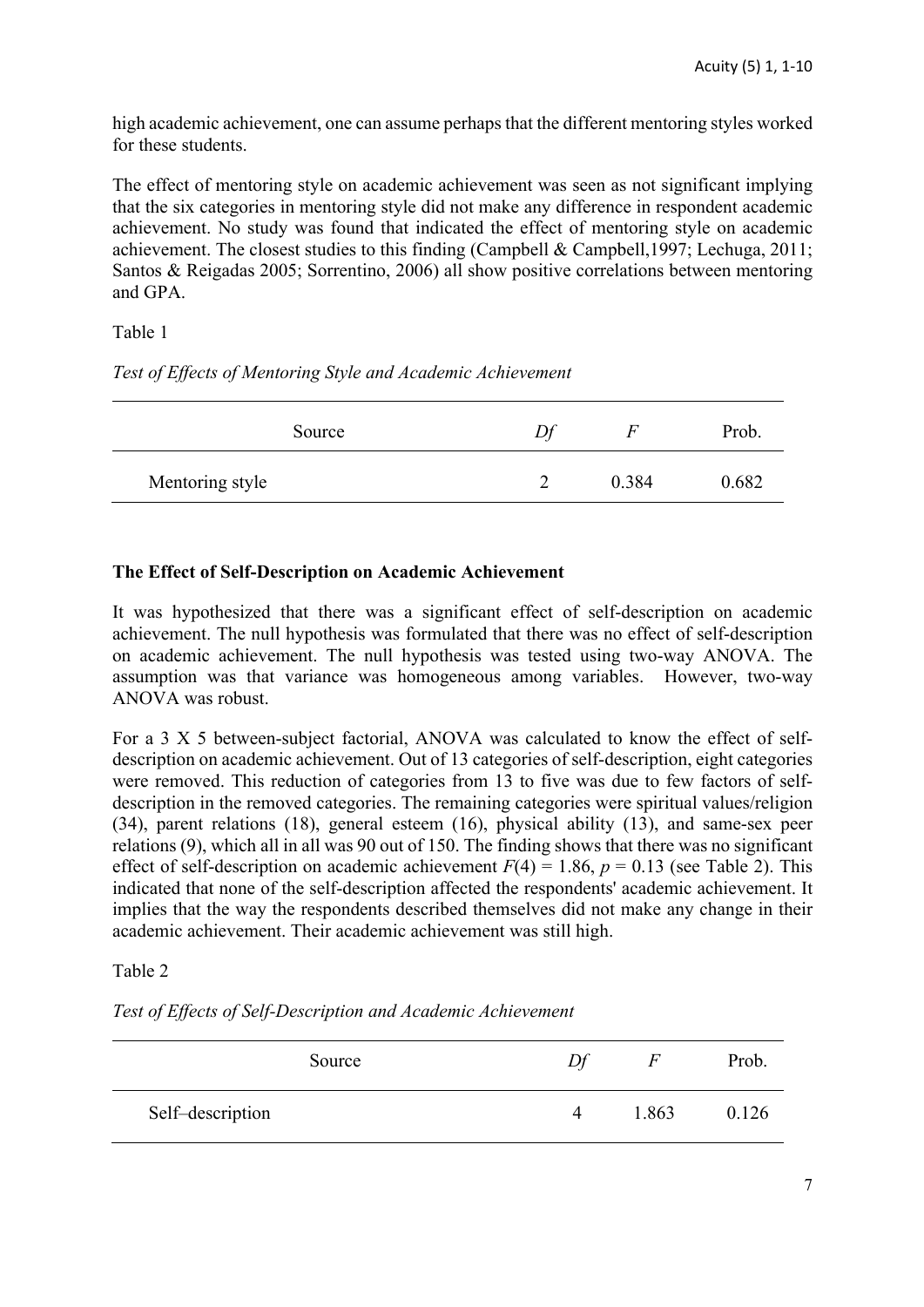high academic achievement, one can assume perhaps that the different mentoring styles worked for these students.

The effect of mentoring style on academic achievement was seen as not significant implying that the six categories in mentoring style did not make any difference in respondent academic achievement. No study was found that indicated the effect of mentoring style on academic achievement. The closest studies to this finding (Campbell & Campbell,1997; Lechuga, 2011; Santos & Reigadas 2005; Sorrentino, 2006) all show positive correlations between mentoring and GPA.

Table 1

*Test of Effects of Mentoring Style and Academic Achievement*

| Source | *Df* | *F* | Prob. |
|---|---|---|---|
| Mentoring style | 2 | 0.384 | 0.682 |

**The Effect of Self-Description on Academic Achievement**

It was hypothesized that there was a significant effect of self-description on academic achievement. The null hypothesis was formulated that there was no effect of self-description on academic achievement. The null hypothesis was tested using two-way ANOVA. The assumption was that variance was homogeneous among variables. However, two-way ANOVA was robust.

For a 3 X 5 between-subject factorial, ANOVA was calculated to know the effect of self-description on academic achievement. Out of 13 categories of self-description, eight categories were removed. This reduction of categories from 13 to five was due to few factors of self-description in the removed categories. The remaining categories were spiritual values/religion (34), parent relations (18), general esteem (16), physical ability (13), and same-sex peer relations (9), which all in all was 90 out of 150. The finding shows that there was no significant effect of self-description on academic achievement $F(4) = 1.86$, $p = 0.13$ (see Table 2). This indicated that none of the self-description affected the respondents' academic achievement. It implies that the way the respondents described themselves did not make any change in their academic achievement. Their academic achievement was still high.

Table 2

*Test of Effects of Self-Description and Academic Achievement*

| Source | *Df* | *F* | Prob. |
|---|---|---|---|
| Self–description | 4 | 1.863 | 0.126 |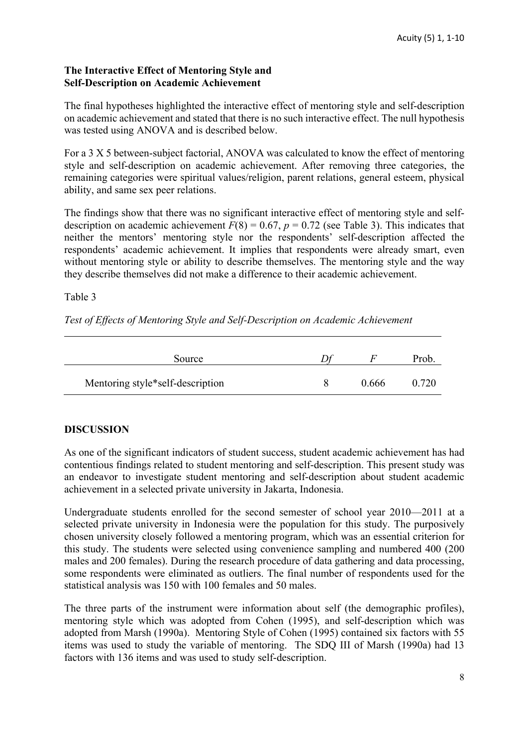**The Interactive Effect of Mentoring Style and Self-Description on Academic Achievement**

The final hypotheses highlighted the interactive effect of mentoring style and self-description on academic achievement and stated that there is no such interactive effect. The null hypothesis was tested using ANOVA and is described below.

For a 3 X 5 between-subject factorial, ANOVA was calculated to know the effect of mentoring style and self-description on academic achievement. After removing three categories, the remaining categories were spiritual values/religion, parent relations, general esteem, physical ability, and same sex peer relations.

The findings show that there was no significant interactive effect of mentoring style and self-description on academic achievement $F(8) = 0.67$, $p = 0.72$ (see Table 3). This indicates that neither the mentors' mentoring style nor the respondents' self-description affected the respondents' academic achievement. It implies that respondents were already smart, even without mentoring style or ability to describe themselves. The mentoring style and the way they describe themselves did not make a difference to their academic achievement.

Table 3

*Test of Effects of Mentoring Style and Self-Description on Academic Achievement*

| Source | *Df* | *F* | Prob. |
|---|---|---|---|
| Mentoring style*self-description | 8 | 0.666 | 0.720 |

## DISCUSSION

As one of the significant indicators of student success, student academic achievement has had contentious findings related to student mentoring and self-description. This present study was an endeavor to investigate student mentoring and self-description about student academic achievement in a selected private university in Jakarta, Indonesia.

Undergraduate students enrolled for the second semester of school year 2010—2011 at a selected private university in Indonesia were the population for this study. The purposively chosen university closely followed a mentoring program, which was an essential criterion for this study. The students were selected using convenience sampling and numbered 400 (200 males and 200 females). During the research procedure of data gathering and data processing, some respondents were eliminated as outliers. The final number of respondents used for the statistical analysis was 150 with 100 females and 50 males.

The three parts of the instrument were information about self (the demographic profiles), mentoring style which was adopted from Cohen (1995), and self-description which was adopted from Marsh (1990a). Mentoring Style of Cohen (1995) contained six factors with 55 items was used to study the variable of mentoring. The SDQ III of Marsh (1990a) had 13 factors with 136 items and was used to study self-description.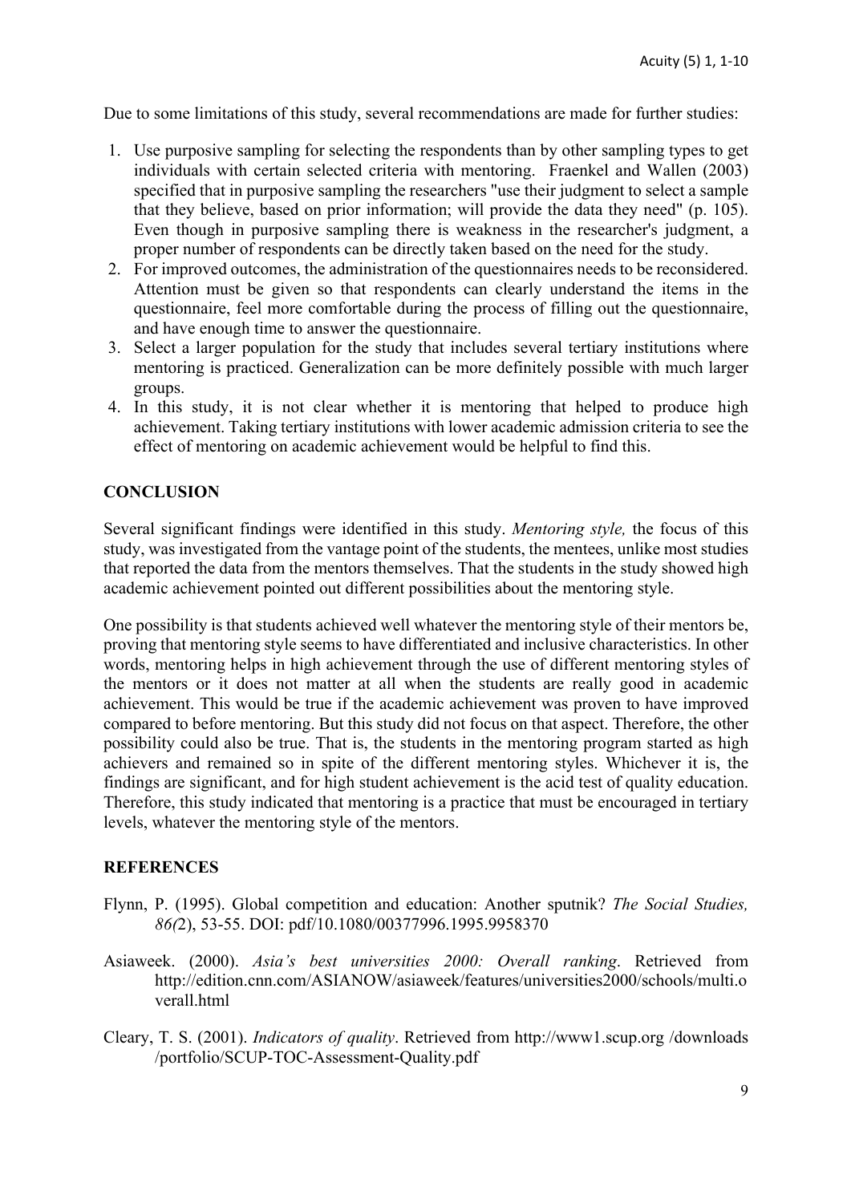Due to some limitations of this study, several recommendations are made for further studies:

1. Use purposive sampling for selecting the respondents than by other sampling types to get individuals with certain selected criteria with mentoring. Fraenkel and Wallen (2003) specified that in purposive sampling the researchers "use their judgment to select a sample that they believe, based on prior information; will provide the data they need" (p. 105). Even though in purposive sampling there is weakness in the researcher's judgment, a proper number of respondents can be directly taken based on the need for the study.
2. For improved outcomes, the administration of the questionnaires needs to be reconsidered. Attention must be given so that respondents can clearly understand the items in the questionnaire, feel more comfortable during the process of filling out the questionnaire, and have enough time to answer the questionnaire.
3. Select a larger population for the study that includes several tertiary institutions where mentoring is practiced. Generalization can be more definitely possible with much larger groups.
4. In this study, it is not clear whether it is mentoring that helped to produce high achievement. Taking tertiary institutions with lower academic admission criteria to see the effect of mentoring on academic achievement would be helpful to find this.

## CONCLUSION

Several significant findings were identified in this study. *Mentoring style,* the focus of this study, was investigated from the vantage point of the students, the mentees, unlike most studies that reported the data from the mentors themselves. That the students in the study showed high academic achievement pointed out different possibilities about the mentoring style.

One possibility is that students achieved well whatever the mentoring style of their mentors be, proving that mentoring style seems to have differentiated and inclusive characteristics. In other words, mentoring helps in high achievement through the use of different mentoring styles of the mentors or it does not matter at all when the students are really good in academic achievement. This would be true if the academic achievement was proven to have improved compared to before mentoring. But this study did not focus on that aspect. Therefore, the other possibility could also be true. That is, the students in the mentoring program started as high achievers and remained so in spite of the different mentoring styles. Whichever it is, the findings are significant, and for high student achievement is the acid test of quality education. Therefore, this study indicated that mentoring is a practice that must be encouraged in tertiary levels, whatever the mentoring style of the mentors.

## REFERENCES

Flynn, P. (1995). Global competition and education: Another sputnik? *The Social Studies, 86(*2), 53-55. DOI: pdf/10.1080/00377996.1995.9958370

Asiaweek. (2000). *Asia's best universities 2000: Overall ranking*. Retrieved from http://edition.cnn.com/ASIANOW/asiaweek/features/universities2000/schools/multi.overall.html

Cleary, T. S. (2001). *Indicators of quality*. Retrieved from http://www1.scup.org /downloads /portfolio/SCUP-TOC-Assessment-Quality.pdf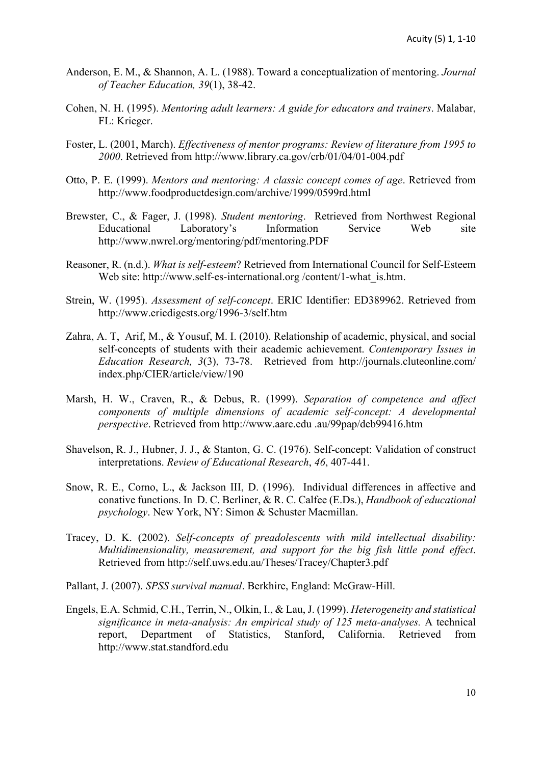Anderson, E. M., & Shannon, A. L. (1988). Toward a conceptualization of mentoring. *Journal of Teacher Education, 39*(1), 38-42.

Cohen, N. H. (1995). *Mentoring adult learners: A guide for educators and trainers*. Malabar, FL: Krieger.

Foster, L. (2001, March). *Effectiveness of mentor programs: Review of literature from 1995 to 2000*. Retrieved from http://www.library.ca.gov/crb/01/04/01-004.pdf

Otto, P. E. (1999). *Mentors and mentoring: A classic concept comes of age*. Retrieved from http://www.foodproductdesign.com/archive/1999/0599rd.html

Brewster, C., & Fager, J. (1998). *Student mentoring*. Retrieved from Northwest Regional Educational Laboratory's Information Service Web site http://www.nwrel.org/mentoring/pdf/mentoring.PDF

Reasoner, R. (n.d.). *What is self-esteem*? Retrieved from International Council for Self-Esteem Web site: http://www.self-es-international.org /content/1-what_is.htm.

Strein, W. (1995). *Assessment of self-concept*. ERIC Identifier: ED389962. Retrieved from http://www.ericdigests.org/1996-3/self.htm

Zahra, A. T, Arif, M., & Yousuf, M. I. (2010). Relationship of academic, physical, and social self-concepts of students with their academic achievement. *Contemporary Issues in Education Research, 3*(3), 73-78. Retrieved from http://journals.cluteonline.com/index.php/CIER/article/view/190

Marsh, H. W., Craven, R., & Debus, R. (1999). *Separation of competence and affect components of multiple dimensions of academic self-concept: A developmental perspective*. Retrieved from http://www.aare.edu .au/99pap/deb99416.htm

Shavelson, R. J., Hubner, J. J., & Stanton, G. C. (1976). Self-concept: Validation of construct interpretations. *Review of Educational Research*, *46*, 407-441.

Snow, R. E., Corno, L., & Jackson III, D. (1996). Individual differences in affective and conative functions. In D. C. Berliner, & R. C. Calfee (E.Ds.), *Handbook of educational psychology*. New York, NY: Simon & Schuster Macmillan.

Tracey, D. K. (2002). *Self-concepts of preadolescents with mild intellectual disability: Multidimensionality, measurement, and support for the big fish little pond effect*. Retrieved from http://self.uws.edu.au/Theses/Tracey/Chapter3.pdf

Pallant, J. (2007). *SPSS survival manual*. Berkhire, England: McGraw-Hill.

Engels, E.A. Schmid, C.H., Terrin, N., Olkin, I., & Lau, J. (1999). *Heterogeneity and statistical significance in meta-analysis: An empirical study of 125 meta-analyses.* A technical report, Department of Statistics, Stanford, California. Retrieved from http://www.stat.standford.edu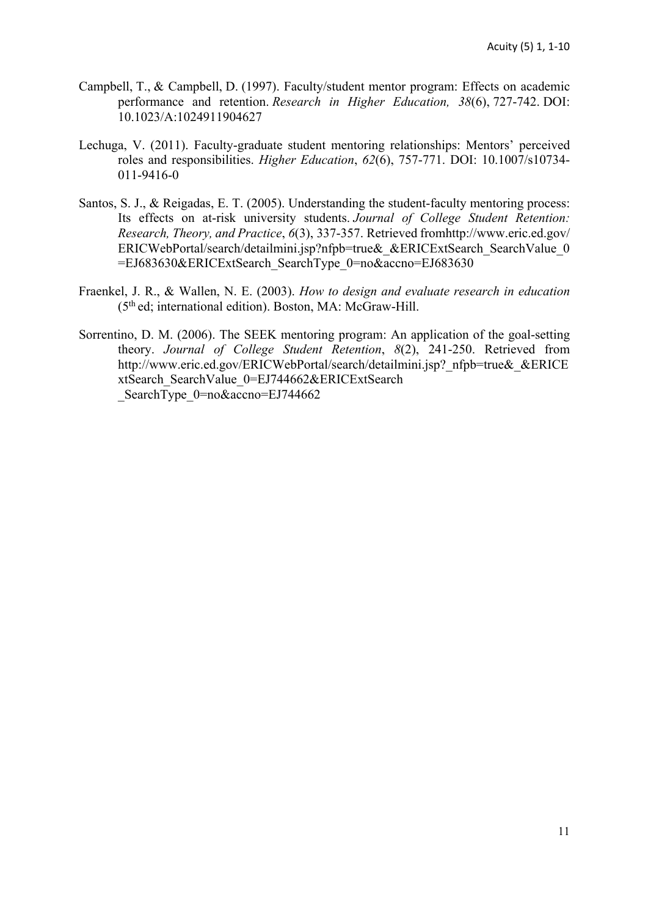Campbell, T., & Campbell, D. (1997). Faculty/student mentor program: Effects on academic performance and retention. *Research in Higher Education, 38*(6), 727-742. DOI: 10.1023/A:1024911904627

Lechuga, V. (2011). Faculty-graduate student mentoring relationships: Mentors' perceived roles and responsibilities. *Higher Education*, *62*(6), 757-771. DOI: 10.1007/s10734-011-9416-0

Santos, S. J., & Reigadas, E. T. (2005). Understanding the student-faculty mentoring process: Its effects on at-risk university students. *Journal of College Student Retention: Research, Theory, and Practice*, *6*(3), 337-357. Retrieved fromhttp://www.eric.ed.gov/ERICWebPortal/search/detailmini.jsp?nfpb=true&_&ERICExtSearch_SearchValue_0=EJ683630&ERICExtSearch_SearchType_0=no&accno=EJ683630

Fraenkel, J. R., & Wallen, N. E. (2003). *How to design and evaluate research in education* (5th ed; international edition). Boston, MA: McGraw-Hill.

Sorrentino, D. M. (2006). The SEEK mentoring program: An application of the goal-setting theory. *Journal of College Student Retention*, *8*(2), 241-250. Retrieved from http://www.eric.ed.gov/ERICWebPortal/search/detailmini.jsp?_nfpb=true&_&ERICExtSearch_SearchValue_0=EJ744662&ERICExtSearch_SearchType_0=no&accno=EJ744662